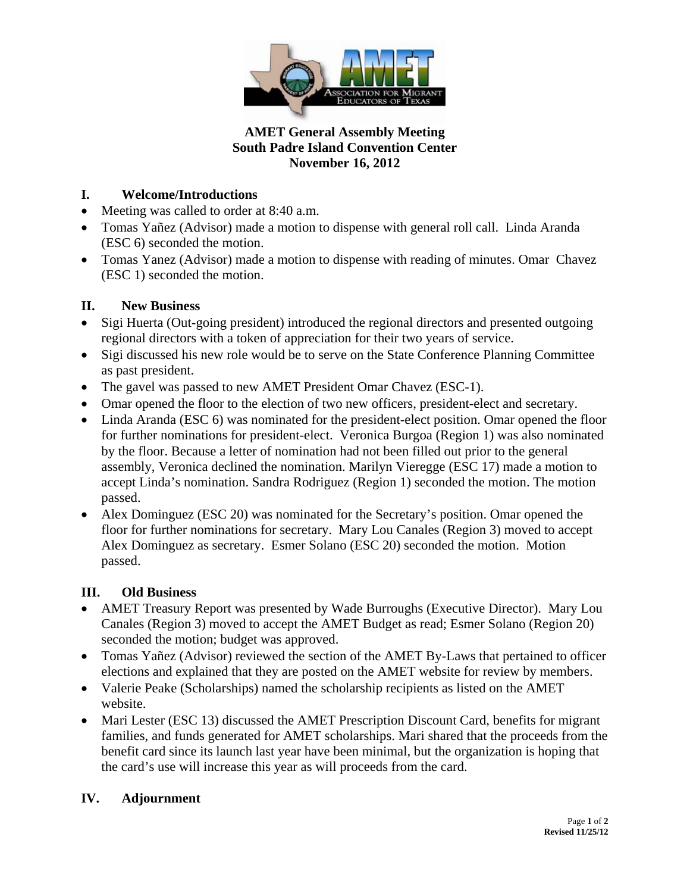**AMET General Assembly Meeting**
**South Padre Island Convention Center**
**November 16, 2012**

## I. Welcome/Introductions

- Meeting was called to order at 8:40 a.m.
- Tomas Yañez (Advisor) made a motion to dispense with general roll call. Linda Aranda (ESC 6) seconded the motion.
- Tomas Yanez (Advisor) made a motion to dispense with reading of minutes. Omar Chavez (ESC 1) seconded the motion.

## II. New Business

- Sigi Huerta (Out-going president) introduced the regional directors and presented outgoing regional directors with a token of appreciation for their two years of service.
- Sigi discussed his new role would be to serve on the State Conference Planning Committee as past president.
- The gavel was passed to new AMET President Omar Chavez (ESC-1).
- Omar opened the floor to the election of two new officers, president-elect and secretary.
- Linda Aranda (ESC 6) was nominated for the president-elect position. Omar opened the floor for further nominations for president-elect. Veronica Burgoa (Region 1) was also nominated by the floor. Because a letter of nomination had not been filled out prior to the general assembly, Veronica declined the nomination. Marilyn Vieregge (ESC 17) made a motion to accept Linda's nomination. Sandra Rodriguez (Region 1) seconded the motion. The motion passed.
- Alex Dominguez (ESC 20) was nominated for the Secretary's position. Omar opened the floor for further nominations for secretary. Mary Lou Canales (Region 3) moved to accept Alex Dominguez as secretary. Esmer Solano (ESC 20) seconded the motion. Motion passed.

## III. Old Business

- AMET Treasury Report was presented by Wade Burroughs (Executive Director). Mary Lou Canales (Region 3) moved to accept the AMET Budget as read; Esmer Solano (Region 20) seconded the motion; budget was approved.
- Tomas Yañez (Advisor) reviewed the section of the AMET By-Laws that pertained to officer elections and explained that they are posted on the AMET website for review by members.
- Valerie Peake (Scholarships) named the scholarship recipients as listed on the AMET website.
- Mari Lester (ESC 13) discussed the AMET Prescription Discount Card, benefits for migrant families, and funds generated for AMET scholarships. Mari shared that the proceeds from the benefit card since its launch last year have been minimal, but the organization is hoping that the card's use will increase this year as will proceeds from the card.

## IV. Adjournment

**Revised 11/25/12**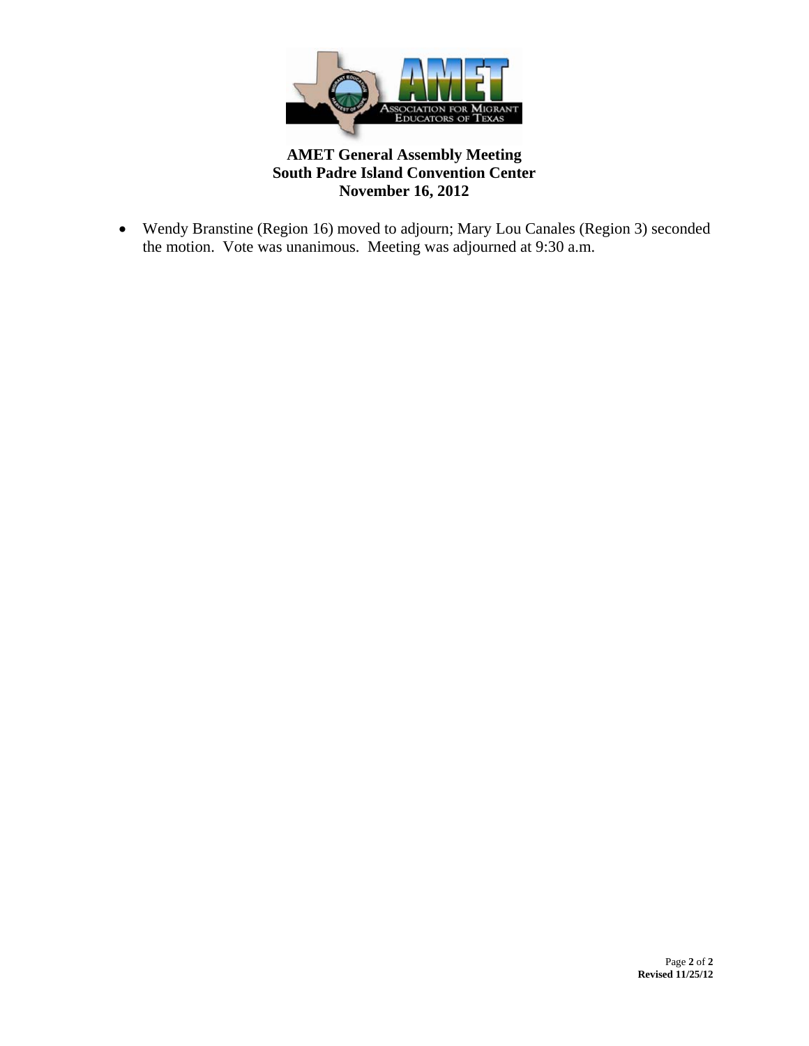**AMET General Assembly Meeting**
**South Padre Island Convention Center**
**November 16, 2012**

- Wendy Branstine (Region 16) moved to adjourn; Mary Lou Canales (Region 3) seconded the motion. Vote was unanimous. Meeting was adjourned at 9:30 a.m.

**Revised 11/25/12**